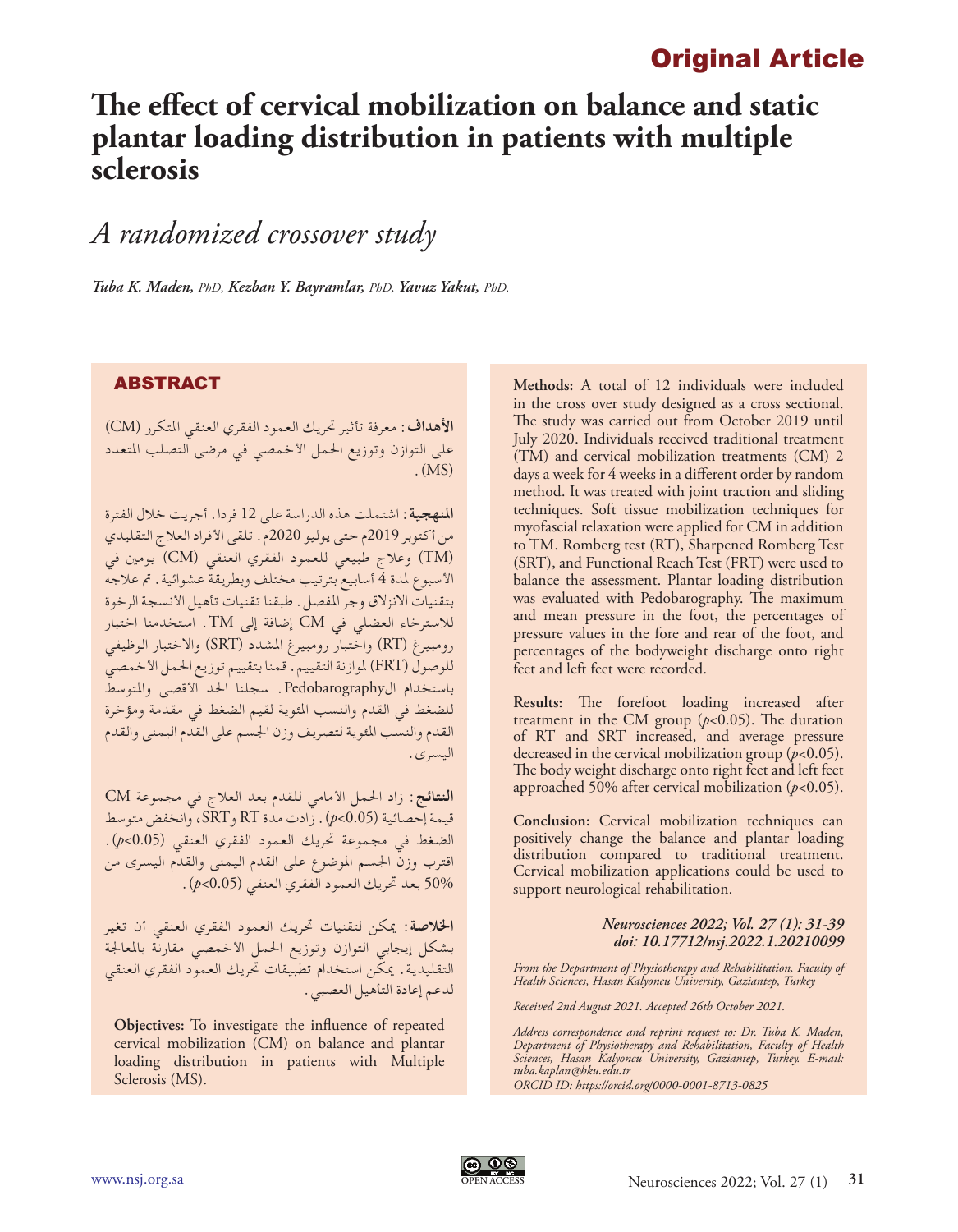Original Article

# The effect of cervical mobilization on balance and static plantar loading distribution in patients with multiple sclerosis

## *A randomized crossover study*

***Tuba K. Maden,** PhD, **Kezban Y. Bayramlar,** PhD, **Yavuz Yakut,** PhD.*

---

## ABSTRACT

**الأهداف**: معرفة تأثير تحريك العمود الفقري العنقي المتكرر (CM) على التوازن وتوزيع الحمل الأخمصي في مرضى التصلب المتعدد (MS).

**المنهجية**: اشتملت هذه الدراسة على 12 فردا. أجريت خلال الفترة من أكتوبر 2019م حتى يوليو 2020م. تلقى الأفراد العلاج التقليدي (TM) وعلاج طبيعي للعمود الفقري العنقي (CM) يومين في الأسبوع لمدة 4 أسابيع بترتيب مختلف وبطريقة عشوائية. تم علاجه بتقنيات الانزلاق وجر المفصل. طبقنا تقنيات تأهيل الأنسجة الرخوة للاسترخاء العضلي في CM إضافة إلى TM. استخدمنا اختبار رومبيرغ (RT) واختبار رومبيرغ المشدد (SRT) والاختبار الوظيفي للوصول (FRT) لموازنة التقييم. قمنا بتقييم توزيع الحمل الأخمصي باستخدام الPedobarography. سجلنا الحد الأقصى والمتوسط للضغط في القدم والنسب المئوية لقيم الضغط في مقدمة ومؤخرة القدم والنسب المئوية لتصريف وزن الجسم على القدم اليمنى والقدم اليسرى.

**النتائج**: زاد الحمل الأمامي للقدم بعد العلاج في مجموعة CM قيمة إحصائية ($p$<0.05). زادت مدة RT وSRT، وانخفض متوسط الضغط في مجموعة تحريك العمود الفقري العنقي ($p$<0.05). اقترب وزن الجسم الموضوع على القدم اليمنى والقدم اليسرى من 50% بعد تحريك العمود الفقري العنقي ($p$<0.05).

**الخلاصة**: يمكن لتقنيات تحريك العمود الفقري العنقي أن تغير بشكل إيجابي التوازن وتوزيع الحمل الأخمصي مقارنة بالمعالجة التقليدية. يمكن استخدام تطبيقات تحريك العمود الفقري العنقي لدعم إعادة التأهيل العصبي.

**Objectives:** To investigate the influence of repeated cervical mobilization (CM) on balance and plantar loading distribution in patients with Multiple Sclerosis (MS).

**Methods:** A total of 12 individuals were included in the cross over study designed as a cross sectional. The study was carried out from October 2019 until July 2020. Individuals received traditional treatment (TM) and cervical mobilization treatments (CM) 2 days a week for 4 weeks in a different order by random method. It was treated with joint traction and sliding techniques. Soft tissue mobilization techniques for myofascial relaxation were applied for CM in addition to TM. Romberg test (RT), Sharpened Romberg Test (SRT), and Functional Reach Test (FRT) were used to balance the assessment. Plantar loading distribution was evaluated with Pedobarography. The maximum and mean pressure in the foot, the percentages of pressure values in the fore and rear of the foot, and percentages of the bodyweight discharge onto right feet and left feet were recorded.

**Results:** The forefoot loading increased after treatment in the CM group ($p$<0.05). The duration of RT and SRT increased, and average pressure decreased in the cervical mobilization group ($p$<0.05). The body weight discharge onto right feet and left feet approached 50% after cervical mobilization ($p$<0.05).

**Conclusion:** Cervical mobilization techniques can positively change the balance and plantar loading distribution compared to traditional treatment. Cervical mobilization applications could be used to support neurological rehabilitation.

***Neurosciences 2022; Vol. 27 (1): 31-39***
***doi: 10.17712/nsj.2022.1.20210099***

*From the Department of Physiotherapy and Rehabilitation, Faculty of Health Sciences, Hasan Kalyoncu University, Gaziantep, Turkey*

*Received 2nd August 2021. Accepted 26th October 2021.*

*Address correspondence and reprint request to: Dr. Tuba K. Maden, Department of Physiotherapy and Rehabilitation, Faculty of Health Sciences, Hasan Kalyoncu University, Gaziantep, Turkey. E-mail: tuba.kaplan@hku.edu.tr*
*ORCID ID: https://orcid.org/0000-0001-8713-0825*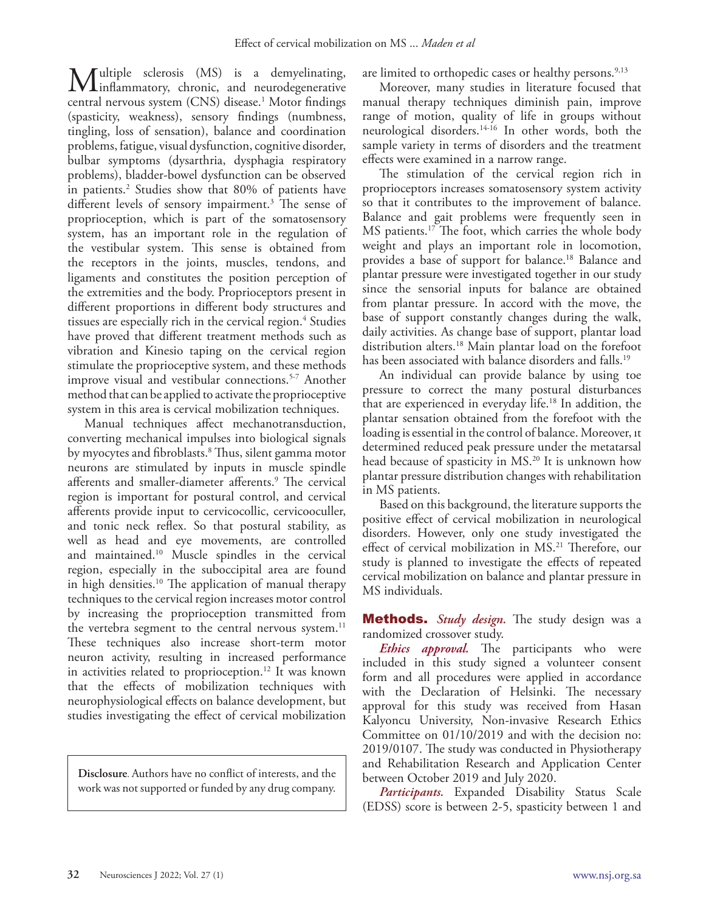Multiple sclerosis (MS) is a demyelinating, inflammatory, chronic, and neurodegenerative central nervous system (CNS) disease.[1] Motor findings (spasticity, weakness), sensory findings (numbness, tingling, loss of sensation), balance and coordination problems, fatigue, visual dysfunction, cognitive disorder, bulbar symptoms (dysarthria, dysphagia respiratory problems), bladder-bowel dysfunction can be observed in patients.[2] Studies show that 80% of patients have different levels of sensory impairment.[3] The sense of proprioception, which is part of the somatosensory system, has an important role in the regulation of the vestibular system. This sense is obtained from the receptors in the joints, muscles, tendons, and ligaments and constitutes the position perception of the extremities and the body. Proprioceptors present in different proportions in different body structures and tissues are especially rich in the cervical region.[4] Studies have proved that different treatment methods such as vibration and Kinesio taping on the cervical region stimulate the proprioceptive system, and these methods improve visual and vestibular connections.[5-7] Another method that can be applied to activate the proprioceptive system in this area is cervical mobilization techniques.

Manual techniques affect mechanotransduction, converting mechanical impulses into biological signals by myocytes and fibroblasts.[8] Thus, silent gamma motor neurons are stimulated by inputs in muscle spindle afferents and smaller-diameter afferents.[9] The cervical region is important for postural control, and cervical afferents provide input to cervicocollic, cervicooculler, and tonic neck reflex. So that postural stability, as well as head and eye movements, are controlled and maintained.[10] Muscle spindles in the cervical region, especially in the suboccipital area are found in high densities.[10] The application of manual therapy techniques to the cervical region increases motor control by increasing the proprioception transmitted from the vertebra segment to the central nervous system.[11] These techniques also increase short-term motor neuron activity, resulting in increased performance in activities related to proprioception.[12] It was known that the effects of mobilization techniques with neurophysiological effects on balance development, but studies investigating the effect of cervical mobilization are limited to orthopedic cases or healthy persons.[9,13]

Moreover, many studies in literature focused that manual therapy techniques diminish pain, improve range of motion, quality of life in groups without neurological disorders.[14-16] In other words, both the sample variety in terms of disorders and the treatment effects were examined in a narrow range.

The stimulation of the cervical region rich in proprioceptors increases somatosensory system activity so that it contributes to the improvement of balance. Balance and gait problems were frequently seen in MS patients.[17] The foot, which carries the whole body weight and plays an important role in locomotion, provides a base of support for balance.[18] Balance and plantar pressure were investigated together in our study since the sensorial inputs for balance are obtained from plantar pressure. In accord with the move, the base of support constantly changes during the walk, daily activities. As change base of support, plantar load distribution alters.[18] Main plantar load on the forefoot has been associated with balance disorders and falls.[19]

An individual can provide balance by using toe pressure to correct the many postural disturbances that are experienced in everyday life.[18] In addition, the plantar sensation obtained from the forefoot with the loading is essential in the control of balance. Moreover, ıt determined reduced peak pressure under the metatarsal head because of spasticity in MS.[20] It is unknown how plantar pressure distribution changes with rehabilitation in MS patients.

Based on this background, the literature supports the positive effect of cervical mobilization in neurological disorders. However, only one study investigated the effect of cervical mobilization in MS.[21] Therefore, our study is planned to investigate the effects of repeated cervical mobilization on balance and plantar pressure in MS individuals.

## Methods.

***Study design.*** The study design was a randomized crossover study.

***Ethics approval.*** The participants who were included in this study signed a volunteer consent form and all procedures were applied in accordance with the Declaration of Helsinki. The necessary approval for this study was received from Hasan Kalyoncu University, Non-invasive Research Ethics Committee on 01/10/2019 and with the decision no: 2019/0107. The study was conducted in Physiotherapy and Rehabilitation Research and Application Center between October 2019 and July 2020.

***Participants.*** Expanded Disability Status Scale (EDSS) score is between 2-5, spasticity between 1 and

**Disclosure**. Authors have no conflict of interests, and the work was not supported or funded by any drug company.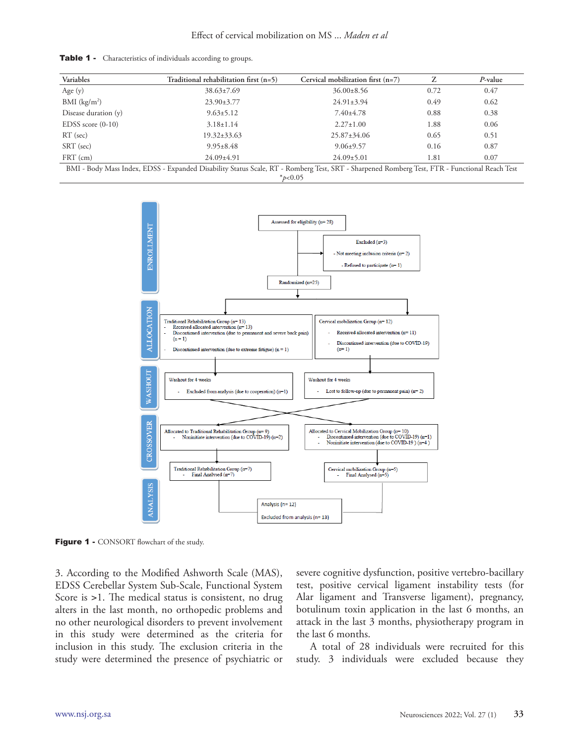**Table 1 -** Characteristics of individuals according to groups.

| Variables | Traditional rehabilitation first (n=5) | Cervical mobilization first (n=7) | Z | *P*-value |
|---|---|---|---|---|
| Age (y) | 38.63±7.69 | 36.00±8.56 | 0.72 | 0.47 |
| BMI (kg/m²) | 23.90±3.77 | 24.91±3.94 | 0.49 | 0.62 |
| Disease duration (y) | 9.63±5.12 | 7.40±4.78 | 0.88 | 0.38 |
| EDSS score (0-10) | 3.18±1.14 | 2.27±1.00 | 1.88 | 0.06 |
| RT (sec) | 19.32±33.63 | 25.87±34.06 | 0.65 | 0.51 |
| SRT (sec) | 9.95±8.48 | 9.06±9.57 | 0.16 | 0.87 |
| FRT (cm) | 24.09±4.91 | 24.09±5.01 | 1.81 | 0.07 |

BMI - Body Mass Index, EDSS - Expanded Disability Status Scale, RT - Romberg Test, SRT - Sharpened Romberg Test, FTR - Functional Reach Test
*$p<0.05$

ENROLLMENT

Assessed for eligibility (n= 28)

Excluded (n=3)
- Not meeting inclusion criteria (n= 2)
- Refused to participate (n= 1)

Randomized (n=25)

ALLOCATION

Traditional Rehabilitation Group (n= 13)
- Received allocated intervention (n= 13)
- Discontinued intervention (due to permanent and severe back pain) (n = 1)
- Discontinued intervention (due to extreme fatigue) (n = 1)

Cervical mobilization Group (n= 12)
- Received allocated intervention (n= 11)
- Discontinued intervention (due to COVID-19) (n= 1)

WASHOUT

Washout for 4 weeks
- Excluded from analysis (due to cooperation) (n=1)

Washout for 4 weeks
- Lost to follow-up (due to permanent pain) (n= 2)

CROSSOVER

Allocated to Traditional Rehabilitation Group (n= 9)
- Noninitiate intervention (due to COVID-19) (n=2)

Allocated to Cervical Mobilization Group (n= 10)
- Discontinued intervention (due to COVID-19) (n=1)
- Noninitiate intervention (due to COVID-19 ) (n=4 )

Traditional Rehabilitation Group (n=7)
- Final Analysed (n=7)

Cervical mobilization Group (n=5)
- Final Analysed (n=5)

ANALYSIS

Analysis (n= 12)

Excluded from analysis (n= 13)

**Figure 1 -** CONSORT flowchart of the study.

3. According to the Modified Ashworth Scale (MAS), EDSS Cerebellar System Sub-Scale, Functional System Score is >1. The medical status is consistent, no drug alters in the last month, no orthopedic problems and no other neurological disorders to prevent involvement in this study were determined as the criteria for inclusion in this study. The exclusion criteria in the study were determined the presence of psychiatric or severe cognitive dysfunction, positive vertebro-bacillary test, positive cervical ligament instability tests (for Alar ligament and Transverse ligament), pregnancy, botulinum toxin application in the last 6 months, an attack in the last 3 months, physiotherapy program in the last 6 months.

A total of 28 individuals were recruited for this study. 3 individuals were excluded because they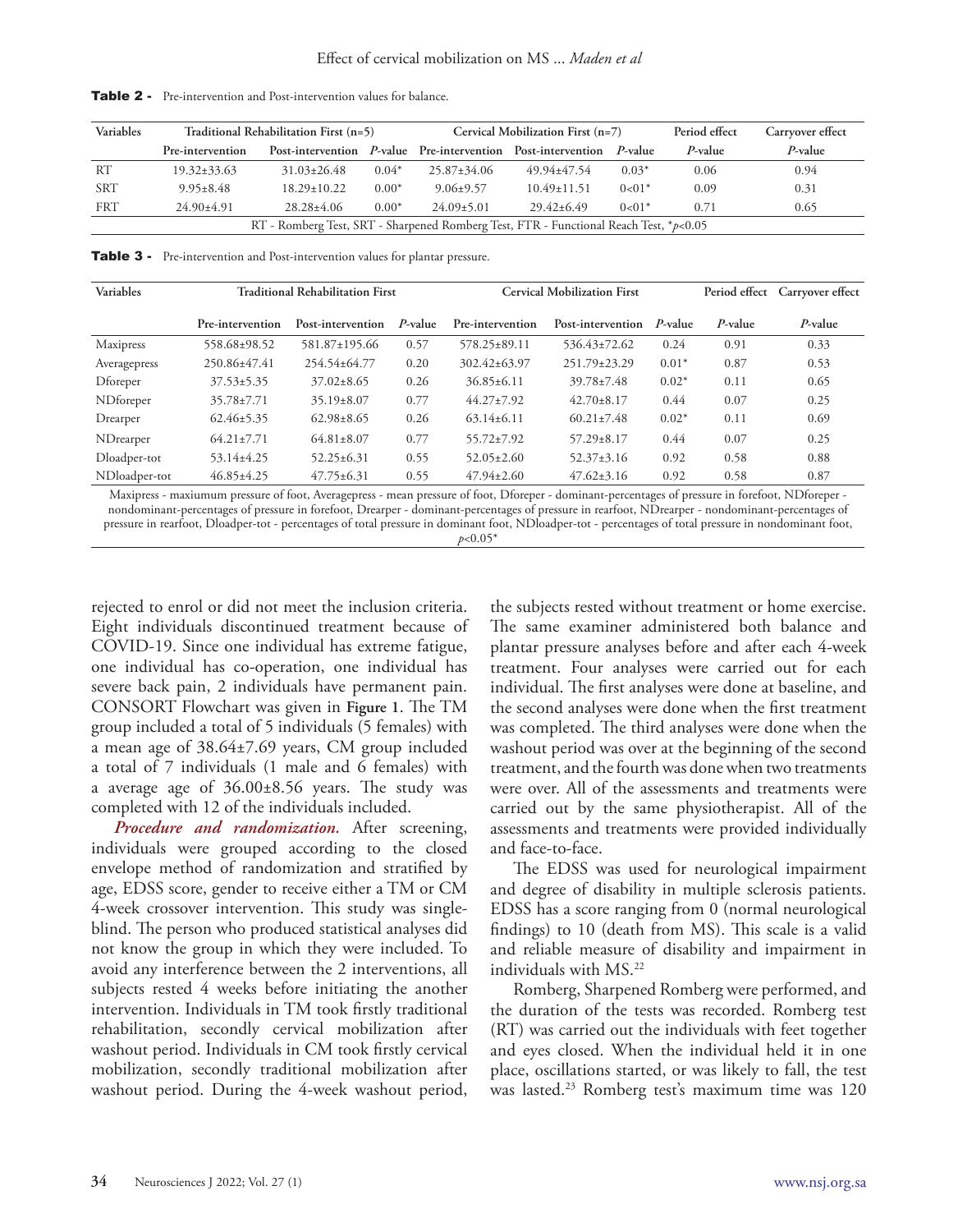**Table 2 -** Pre-intervention and Post-intervention values for balance.

| Variables | Traditional Rehabilitation First (n=5) | | | Cervical Mobilization First (n=7) | | | Period effect | Carryover effect |
|---|---|---|---|---|---|---|---|---|
| | Pre-intervention | Post-intervention | *P*-value | Pre-intervention | Post-intervention | *P*-value | *P*-value | *P*-value |
| RT | 19.32±33.63 | 31.03±26.48 | 0.04* | 25.87±34.06 | 49.94±47.54 | 0.03* | 0.06 | 0.94 |
| SRT | 9.95±8.48 | 18.29±10.22 | 0.00* | 9.06±9.57 | 10.49±11.51 | 0<01* | 0.09 | 0.31 |
| FRT | 24.90±4.91 | 28.28±4.06 | 0.00* | 24.09±5.01 | 29.42±6.49 | 0<01* | 0.71 | 0.65 |

RT - Romberg Test, SRT - Sharpened Romberg Test, FTR - Functional Reach Test, *$p$<0.05

**Table 3 -** Pre-intervention and Post-intervention values for plantar pressure.

| Variables | Traditional Rehabilitation First | | | Cervical Mobilization First | | | Period effect | Carryover effect |
|---|---|---|---|---|---|---|---|---|
| | Pre-intervention | Post-intervention | *P*-value | Pre-intervention | Post-intervention | *P*-value | *P*-value | *P*-value |
| Maxipress | 558.68±98.52 | 581.87±195.66 | 0.57 | 578.25±89.11 | 536.43±72.62 | 0.24 | 0.91 | 0.33 |
| Averagepress | 250.86±47.41 | 254.54±64.77 | 0.20 | 302.42±63.97 | 251.79±23.29 | 0.01* | 0.87 | 0.53 |
| Dforeper | 37.53±5.35 | 37.02±8.65 | 0.26 | 36.85±6.11 | 39.78±7.48 | 0.02* | 0.11 | 0.65 |
| NDforeper | 35.78±7.71 | 35.19±8.07 | 0.77 | 44.27±7.92 | 42.70±8.17 | 0.44 | 0.07 | 0.25 |
| Drearper | 62.46±5.35 | 62.98±8.65 | 0.26 | 63.14±6.11 | 60.21±7.48 | 0.02* | 0.11 | 0.69 |
| NDrearper | 64.21±7.71 | 64.81±8.07 | 0.77 | 55.72±7.92 | 57.29±8.17 | 0.44 | 0.07 | 0.25 |
| Dloadper-tot | 53.14±4.25 | 52.25±6.31 | 0.55 | 52.05±2.60 | 52.37±3.16 | 0.92 | 0.58 | 0.88 |
| NDloadper-tot | 46.85±4.25 | 47.75±6.31 | 0.55 | 47.94±2.60 | 47.62±3.16 | 0.92 | 0.58 | 0.87 |

Maxipress - maxiumum pressure of foot, Averagepress - mean pressure of foot, Dforeper - dominant-percentages of pressure in forefoot, NDforeper - nondominant-percentages of pressure in forefoot, Drearper - dominant-percentages of pressure in rearfoot, NDrearper - nondominant-percentages of pressure in rearfoot, Dloadper-tot - percentages of total pressure in dominant foot, NDloadper-tot - percentages of total pressure in nondominant foot, $p$<0.05*

rejected to enrol or did not meet the inclusion criteria. Eight individuals discontinued treatment because of COVID-19. Since one individual has extreme fatigue, one individual has co-operation, one individual has severe back pain, 2 individuals have permanent pain. CONSORT Flowchart was given in **Figure 1**. The TM group included a total of 5 individuals (5 females) with a mean age of 38.64±7.69 years, CM group included a total of 7 individuals (1 male and 6 females) with a average age of 36.00±8.56 years. The study was completed with 12 of the individuals included.

***Procedure and randomization.*** After screening, individuals were grouped according to the closed envelope method of randomization and stratified by age, EDSS score, gender to receive either a TM or CM 4-week crossover intervention. This study was single-blind. The person who produced statistical analyses did not know the group in which they were included. To avoid any interference between the 2 interventions, all subjects rested 4 weeks before initiating the another intervention. Individuals in TM took firstly traditional rehabilitation, secondly cervical mobilization after washout period. Individuals in CM took firstly cervical mobilization, secondly traditional mobilization after washout period. During the 4-week washout period, the subjects rested without treatment or home exercise. The same examiner administered both balance and plantar pressure analyses before and after each 4-week treatment. Four analyses were carried out for each individual. The first analyses were done at baseline, and the second analyses were done when the first treatment was completed. The third analyses were done when the washout period was over at the beginning of the second treatment, and the fourth was done when two treatments were over. All of the assessments and treatments were carried out by the same physiotherapist. All of the assessments and treatments were provided individually and face-to-face.

The EDSS was used for neurological impairment and degree of disability in multiple sclerosis patients. EDSS has a score ranging from 0 (normal neurological findings) to 10 (death from MS). This scale is a valid and reliable measure of disability and impairment in individuals with MS.[22]

Romberg, Sharpened Romberg were performed, and the duration of the tests was recorded. Romberg test (RT) was carried out the individuals with feet together and eyes closed. When the individual held it in one place, oscillations started, or was likely to fall, the test was lasted.[23] Romberg test's maximum time was 120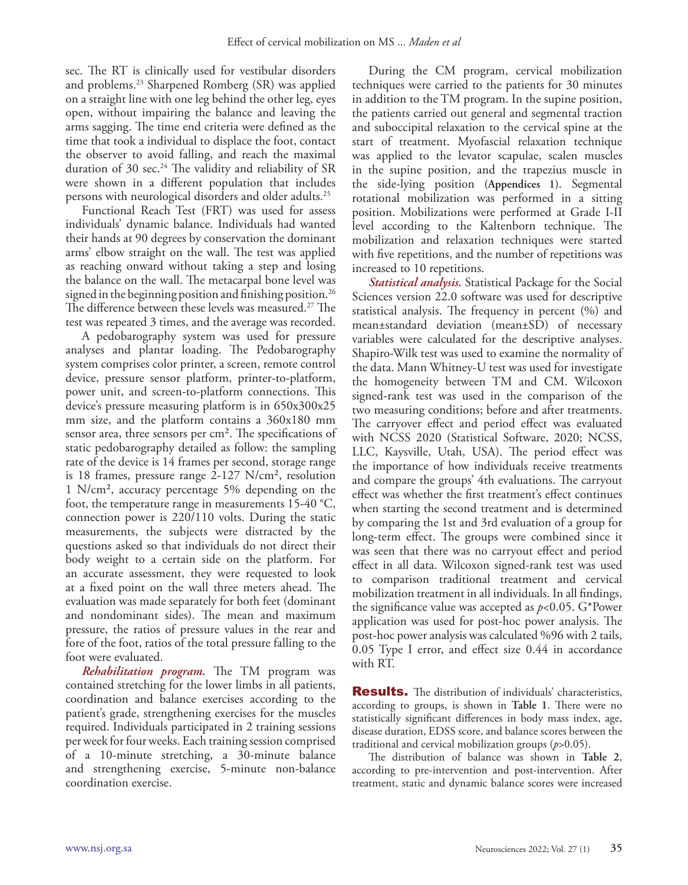sec. The RT is clinically used for vestibular disorders and problems.[23] Sharpened Romberg (SR) was applied on a straight line with one leg behind the other leg, eyes open, without impairing the balance and leaving the arms sagging. The time end criteria were defined as the time that took a individual to displace the foot, contact the observer to avoid falling, and reach the maximal duration of 30 sec.[24] The validity and reliability of SR were shown in a different population that includes persons with neurological disorders and older adults.[25]

Functional Reach Test (FRT) was used for assess individuals' dynamic balance. Individuals had wanted their hands at 90 degrees by conservation the dominant arms' elbow straight on the wall. The test was applied as reaching onward without taking a step and losing the balance on the wall. The metacarpal bone level was signed in the beginning position and finishing position.[26] The difference between these levels was measured.[27] The test was repeated 3 times, and the average was recorded.

A pedobarography system was used for pressure analyses and plantar loading. The Pedobarography system comprises color printer, a screen, remote control device, pressure sensor platform, printer-to-platform, power unit, and screen-to-platform connections. This device's pressure measuring platform is in 650x300x25 mm size, and the platform contains a 360x180 mm sensor area, three sensors per cm². The specifications of static pedobarography detailed as follow: the sampling rate of the device is 14 frames per second, storage range is 18 frames, pressure range 2-127 N/cm², resolution 1 N/cm², accuracy percentage 5% depending on the foot, the temperature range in measurements 15-40 °C, connection power is 220/110 volts. During the static measurements, the subjects were distracted by the questions asked so that individuals do not direct their body weight to a certain side on the platform. For an accurate assessment, they were requested to look at a fixed point on the wall three meters ahead. The evaluation was made separately for both feet (dominant and nondominant sides). The mean and maximum pressure, the ratios of pressure values in the rear and fore of the foot, ratios of the total pressure falling to the foot were evaluated.

***Rehabilitation program.*** The TM program was contained stretching for the lower limbs in all patients, coordination and balance exercises according to the patient's grade, strengthening exercises for the muscles required. Individuals participated in 2 training sessions per week for four weeks. Each training session comprised of a 10-minute stretching, a 30-minute balance and strengthening exercise, 5-minute non-balance coordination exercise.

During the CM program, cervical mobilization techniques were carried to the patients for 30 minutes in addition to the TM program. In the supine position, the patients carried out general and segmental traction and suboccipital relaxation to the cervical spine at the start of treatment. Myofascial relaxation technique was applied to the levator scapulae, scalen muscles in the supine position, and the trapezius muscle in the side-lying position (**Appendices 1**). Segmental rotational mobilization was performed in a sitting position. Mobilizations were performed at Grade I-II level according to the Kaltenborn technique. The mobilization and relaxation techniques were started with five repetitions, and the number of repetitions was increased to 10 repetitions.

***Statistical analysis.*** Statistical Package for the Social Sciences version 22.0 software was used for descriptive statistical analysis. The frequency in percent (%) and mean±standard deviation (mean±SD) of necessary variables were calculated for the descriptive analyses. Shapiro-Wilk test was used to examine the normality of the data. Mann Whitney-U test was used for investigate the homogeneity between TM and CM. Wilcoxon signed-rank test was used in the comparison of the two measuring conditions; before and after treatments. The carryover effect and period effect was evaluated with NCSS 2020 (Statistical Software, 2020; NCSS, LLC, Kaysville, Utah, USA). The period effect was the importance of how individuals receive treatments and compare the groups' 4th evaluations. The carryout effect was whether the first treatment's effect continues when starting the second treatment and is determined by comparing the 1st and 3rd evaluation of a group for long-term effect. The groups were combined since it was seen that there was no carryout effect and period effect in all data. Wilcoxon signed-rank test was used to comparison traditional treatment and cervical mobilization treatment in all individuals. In all findings, the significance value was accepted as $p<0.05$. G*Power application was used for post-hoc power analysis. The post-hoc power analysis was calculated %96 with 2 tails, 0.05 Type I error, and effect size 0.44 in accordance with RT.

**Results.** The distribution of individuals' characteristics, according to groups, is shown in **Table 1**. There were no statistically significant differences in body mass index, age, disease duration, EDSS score, and balance scores between the traditional and cervical mobilization groups ($p>0.05$).

The distribution of balance was shown in **Table 2**, according to pre-intervention and post-intervention. After treatment, static and dynamic balance scores were increased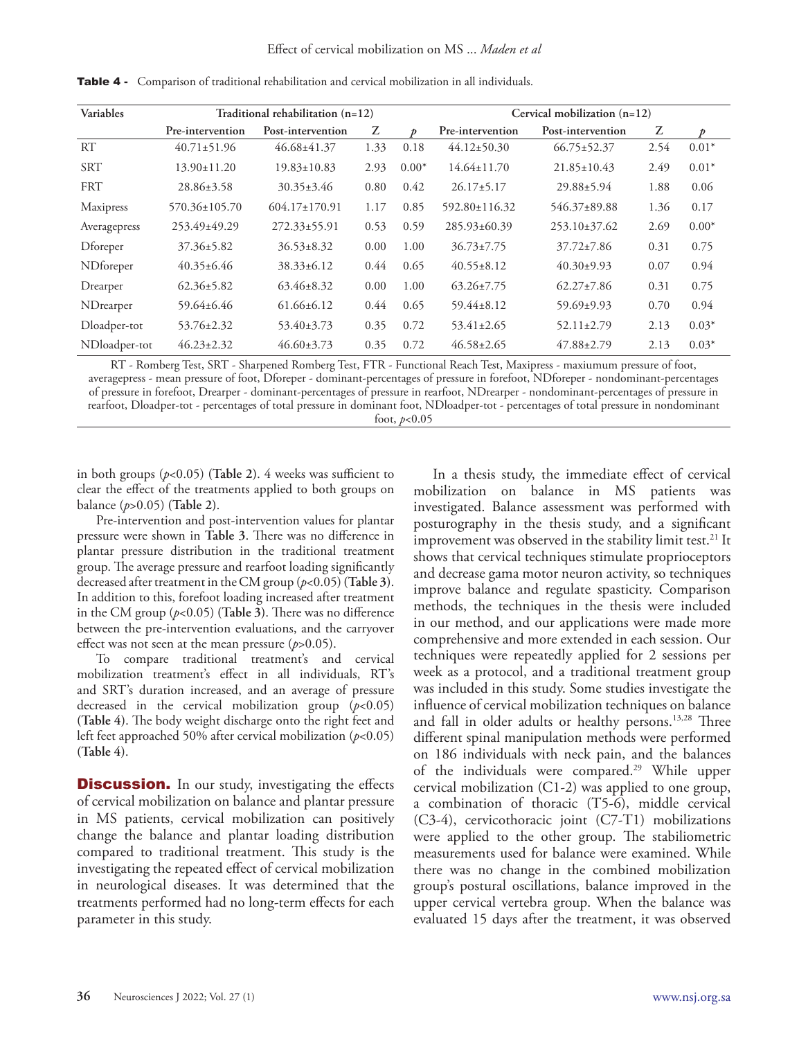**Table 4 -** Comparison of traditional rehabilitation and cervical mobilization in all individuals.

| Variables | Traditional rehabilitation (n=12) | | | | Cervical mobilization (n=12) | | | |
|---|---|---|---|---|---|---|---|---|
| | Pre-intervention | Post-intervention | Z | *p* | Pre-intervention | Post-intervention | Z | *p* |
| RT | 40.71±51.96 | 46.68±41.37 | 1.33 | 0.18 | 44.12±50.30 | 66.75±52.37 | 2.54 | 0.01* |
| SRT | 13.90±11.20 | 19.83±10.83 | 2.93 | 0.00* | 14.64±11.70 | 21.85±10.43 | 2.49 | 0.01* |
| FRT | 28.86±3.58 | 30.35±3.46 | 0.80 | 0.42 | 26.17±5.17 | 29.88±5.94 | 1.88 | 0.06 |
| Maxipress | 570.36±105.70 | 604.17±170.91 | 1.17 | 0.85 | 592.80±116.32 | 546.37±89.88 | 1.36 | 0.17 |
| Averagepress | 253.49±49.29 | 272.33±55.91 | 0.53 | 0.59 | 285.93±60.39 | 253.10±37.62 | 2.69 | 0.00* |
| Dforeper | 37.36±5.82 | 36.53±8.32 | 0.00 | 1.00 | 36.73±7.75 | 37.72±7.86 | 0.31 | 0.75 |
| NDforeper | 40.35±6.46 | 38.33±6.12 | 0.44 | 0.65 | 40.55±8.12 | 40.30±9.93 | 0.07 | 0.94 |
| Drearper | 62.36±5.82 | 63.46±8.32 | 0.00 | 1.00 | 63.26±7.75 | 62.27±7.86 | 0.31 | 0.75 |
| NDrearper | 59.64±6.46 | 61.66±6.12 | 0.44 | 0.65 | 59.44±8.12 | 59.69±9.93 | 0.70 | 0.94 |
| Dloadper-tot | 53.76±2.32 | 53.40±3.73 | 0.35 | 0.72 | 53.41±2.65 | 52.11±2.79 | 2.13 | 0.03* |
| NDloadper-tot | 46.23±2.32 | 46.60±3.73 | 0.35 | 0.72 | 46.58±2.65 | 47.88±2.79 | 2.13 | 0.03* |

RT - Romberg Test, SRT - Sharpened Romberg Test, FTR - Functional Reach Test, Maxipress - maxiumum pressure of foot, averagepress - mean pressure of foot, Dforeper - dominant-percentages of pressure in forefoot, NDforeper - nondominant-percentages of pressure in forefoot, Drearper - dominant-percentages of pressure in rearfoot, NDrearper - nondominant-percentages of pressure in rearfoot, Dloadper-tot - percentages of total pressure in dominant foot, NDloadper-tot - percentages of total pressure in nondominant foot, $p<0.05$

in both groups ($p<0.05$) (**Table 2**). 4 weeks was sufficient to clear the effect of the treatments applied to both groups on balance ($p>0.05$) (**Table 2**).

Pre-intervention and post-intervention values for plantar pressure were shown in **Table 3**. There was no difference in plantar pressure distribution in the traditional treatment group. The average pressure and rearfoot loading significantly decreased after treatment in the CM group ($p<0.05$) (**Table 3**). In addition to this, forefoot loading increased after treatment in the CM group ($p<0.05$) (**Table 3**). There was no difference between the pre-intervention evaluations, and the carryover effect was not seen at the mean pressure ($p>0.05$).

To compare traditional treatment's and cervical mobilization treatment's effect in all individuals, RT's and SRT's duration increased, and an average of pressure decreased in the cervical mobilization group ($p<0.05$) (**Table 4**). The body weight discharge onto the right feet and left feet approached 50% after cervical mobilization ($p<0.05$) (**Table 4**).

**Discussion.** In our study, investigating the effects of cervical mobilization on balance and plantar pressure in MS patients, cervical mobilization can positively change the balance and plantar loading distribution compared to traditional treatment. This study is the investigating the repeated effect of cervical mobilization in neurological diseases. It was determined that the treatments performed had no long-term effects for each parameter in this study.

In a thesis study, the immediate effect of cervical mobilization on balance in MS patients was investigated. Balance assessment was performed with posturography in the thesis study, and a significant improvement was observed in the stability limit test.[21] It shows that cervical techniques stimulate proprioceptors and decrease gama motor neuron activity, so techniques improve balance and regulate spasticity. Comparison methods, the techniques in the thesis were included in our method, and our applications were made more comprehensive and more extended in each session. Our techniques were repeatedly applied for 2 sessions per week as a protocol, and a traditional treatment group was included in this study. Some studies investigate the influence of cervical mobilization techniques on balance and fall in older adults or healthy persons.[13,28] Three different spinal manipulation methods were performed on 186 individuals with neck pain, and the balances of the individuals were compared.[29] While upper cervical mobilization (C1-2) was applied to one group, a combination of thoracic (T5-6), middle cervical (C3-4), cervicothoracic joint (C7-T1) mobilizations were applied to the other group. The stabiliometric measurements used for balance were examined. While there was no change in the combined mobilization group's postural oscillations, balance improved in the upper cervical vertebra group. When the balance was evaluated 15 days after the treatment, it was observed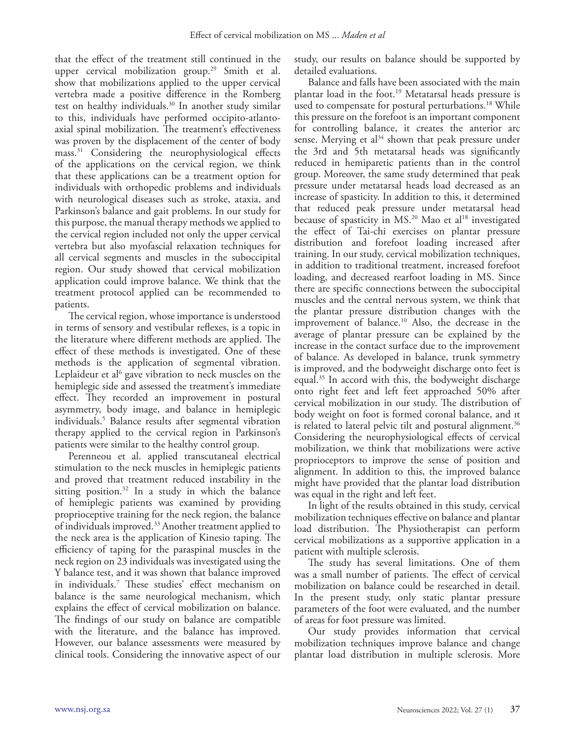that the effect of the treatment still continued in the upper cervical mobilization group.[29] Smith et al. show that mobilizations applied to the upper cervical vertebra made a positive difference in the Romberg test on healthy individuals.[30] In another study similar to this, individuals have performed occipito-atlanto-axial spinal mobilization. The treatment's effectiveness was proven by the displacement of the center of body mass.[31] Considering the neurophysiological effects of the applications on the cervical region, we think that these applications can be a treatment option for individuals with orthopedic problems and individuals with neurological diseases such as stroke, ataxia, and Parkinson's balance and gait problems. In our study for this purpose, the manual therapy methods we applied to the cervical region included not only the upper cervical vertebra but also myofascial relaxation techniques for all cervical segments and muscles in the suboccipital region. Our study showed that cervical mobilization application could improve balance. We think that the treatment protocol applied can be recommended to patients.

The cervical region, whose importance is understood in terms of sensory and vestibular reflexes, is a topic in the literature where different methods are applied. The effect of these methods is investigated. One of these methods is the application of segmental vibration. Leplaideur et al[6] gave vibration to neck muscles on the hemiplegic side and assessed the treatment's immediate effect. They recorded an improvement in postural asymmetry, body image, and balance in hemiplegic individuals.[5] Balance results after segmental vibration therapy applied to the cervical region in Parkinson's patients were similar to the healthy control group.

Perenneou et al. applied transcutaneal electrical stimulation to the neck muscles in hemiplegic patients and proved that treatment reduced instability in the sitting position.[32] In a study in which the balance of hemiplegic patients was examined by providing proprioceptive training for the neck region, the balance of individuals improved.[33] Another treatment applied to the neck area is the application of Kinesio taping. The efficiency of taping for the paraspinal muscles in the neck region on 23 individuals was investigated using the Y balance test, and it was shown that balance improved in individuals.[7] These studies' effect mechanism on balance is the same neurological mechanism, which explains the effect of cervical mobilization on balance. The findings of our study on balance are compatible with the literature, and the balance has improved. However, our balance assessments were measured by clinical tools. Considering the innovative aspect of our study, our results on balance should be supported by detailed evaluations.

Balance and falls have been associated with the main plantar load in the foot.[19] Metatarsal heads pressure is used to compensate for postural perturbations.[18] While this pressure on the forefoot is an important component for controlling balance, it creates the anterior arc sense. Merying et al[34] shown that peak pressure under the 3rd and 5th metatarsal heads was significantly reduced in hemiparetic patients than in the control group. Moreover, the same study determined that peak pressure under metatarsal heads load decreased as an increase of spasticity. In addition to this, it determined that reduced peak pressure under metatarsal head because of spasticity in MS.[20] Mao et al[18] investigated the effect of Tai-chi exercises on plantar pressure distribution and forefoot loading increased after training. In our study, cervical mobilization techniques, in addition to traditional treatment, increased forefoot loading, and decreased rearfoot loading in MS. Since there are specific connections between the suboccipital muscles and the central nervous system, we think that the plantar pressure distribution changes with the improvement of balance.[10] Also, the decrease in the average of plantar pressure can be explained by the increase in the contact surface due to the improvement of balance. As developed in balance, trunk symmetry is improved, and the bodyweight discharge onto feet is equal.[35] In accord with this, the bodyweight discharge onto right feet and left feet approached 50% after cervical mobilization in our study. The distribution of body weight on foot is formed coronal balance, and ıt is related to lateral pelvic tilt and postural alignment.[36] Considering the neurophysiological effects of cervical mobilization, we think that mobilizations were active proprioceptors to improve the sense of position and alignment. In addition to this, the improved balance might have provided that the plantar load distribution was equal in the right and left feet.

In light of the results obtained in this study, cervical mobilization techniques effective on balance and plantar load distribution. The Physiotherapist can perform cervical mobilizations as a supportive application in a patient with multiple sclerosis.

The study has several limitations. One of them was a small number of patients. The effect of cervical mobilization on balance could be researched in detail. In the present study, only static plantar pressure parameters of the foot were evaluated, and the number of areas for foot pressure was limited.

Our study provides information that cervical mobilization techniques improve balance and change plantar load distribution in multiple sclerosis. More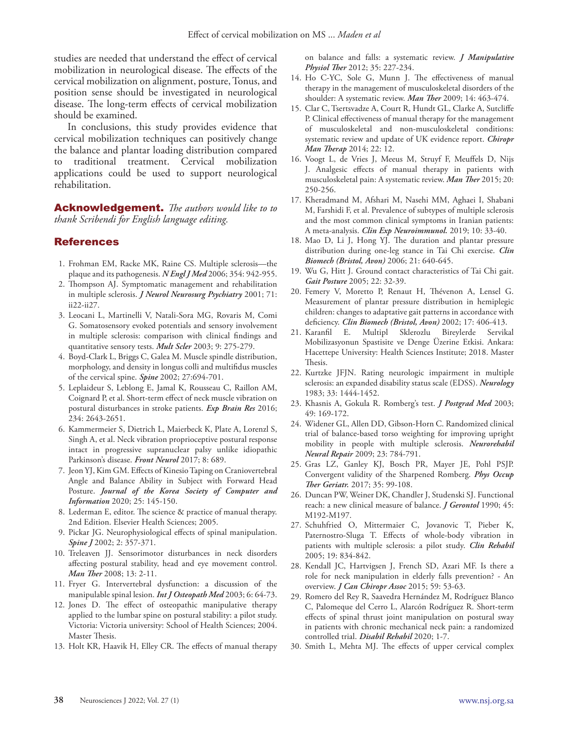studies are needed that understand the effect of cervical mobilization in neurological disease. The effects of the cervical mobilization on alignment, posture, Tonus, and position sense should be investigated in neurological disease. The long-term effects of cervical mobilization should be examined.

In conclusions, this study provides evidence that cervical mobilization techniques can positively change the balance and plantar loading distribution compared to traditional treatment. Cervical mobilization applications could be used to support neurological rehabilitation.

**Acknowledgement.** *The authors would like to to thank Scribendi for English language editing.*

## References

1. Frohman EM, Racke MK, Raine CS. Multiple sclerosis—the plaque and its pathogenesis. ***N Engl J Med*** 2006; 354: 942-955.
2. Thompson AJ. Symptomatic management and rehabilitation in multiple sclerosis. ***J Neurol Neurosurg Psychiatry*** 2001; 71: ii22-ii27.
3. Leocani L, Martinelli V, Natali-Sora MG, Rovaris M, Comi G. Somatosensory evoked potentials and sensory involvement in multiple sclerosis: comparison with clinical findings and quantitative sensory tests. ***Mult Scler*** 2003; 9: 275-279.
4. Boyd-Clark L, Briggs C, Galea M. Muscle spindle distribution, morphology, and density in longus colli and multifidus muscles of the cervical spine. ***Spine*** 2002; 27:694-701.
5. Leplaideur S, Leblong E, Jamal K, Rousseau C, Raillon AM, Coignard P, et al. Short-term effect of neck muscle vibration on postural disturbances in stroke patients. ***Exp Brain Res*** 2016; 234: 2643-2651.
6. Kammermeier S, Dietrich L, Maierbeck K, Plate A, Lorenzl S, Singh A, et al. Neck vibration proprioceptive postural response intact in progressive supranuclear palsy unlike idiopathic Parkinson's disease. ***Front Neurol*** 2017; 8: 689.
7. Jeon YJ, Kim GM. Effects of Kinesio Taping on Craniovertebral Angle and Balance Ability in Subject with Forward Head Posture. ***Journal of the Korea Society of Computer and Information*** 2020; 25: 145-150.
8. Lederman E, editor. The science & practice of manual therapy. 2nd Edition. Elsevier Health Sciences; 2005.
9. Pickar JG. Neurophysiological effects of spinal manipulation. ***Spine J*** 2002; 2: 357-371.
10. Treleaven JJ. Sensorimotor disturbances in neck disorders affecting postural stability, head and eye movement control. ***Man Ther*** 2008; 13: 2-11.
11. Fryer G. Intervertebral dysfunction: a discussion of the manipulable spinal lesion. ***Int J Osteopath Med*** 2003; 6: 64-73.
12. Jones D. The effect of osteopathic manipulative therapy applied to the lumbar spine on postural stability: a pilot study. Victoria: Victoria university: School of Health Sciences; 2004. Master Thesis.
13. Holt KR, Haavik H, Elley CR. The effects of manual therapy on balance and falls: a systematic review. ***J Manipulative Physiol Ther*** 2012; 35: 227-234.
14. Ho C-YC, Sole G, Munn J. The effectiveness of manual therapy in the management of musculoskeletal disorders of the shoulder: A systematic review. ***Man Ther*** 2009; 14: 463-474.
15. Clar C, Tsertsvadze A, Court R, Hundt GL, Clarke A, Sutcliffe P. Clinical effectiveness of manual therapy for the management of musculoskeletal and non-musculoskeletal conditions: systematic review and update of UK evidence report. ***Chiropr Man Therap*** 2014; 22: 12.
16. Voogt L, de Vries J, Meeus M, Struyf F, Meuffels D, Nijs J. Analgesic effects of manual therapy in patients with musculoskeletal pain: A systematic review. ***Man Ther*** 2015; 20: 250-256.
17. Kheradmand M, Afshari M, Nasehi MM, Aghaei I, Shabani M, Farshidi F, et al. Prevalence of subtypes of multiple sclerosis and the most common clinical symptoms in Iranian patients: A meta-analysis. ***Clin Exp Neuroimmunol.*** 2019; 10: 33-40.
18. Mao D, Li J, Hong YJ. The duration and plantar pressure distribution during one-leg stance in Tai Chi exercise. ***Clin Biomech (Bristol, Avon)*** 2006; 21: 640-645.
19. Wu G, Hitt J. Ground contact characteristics of Tai Chi gait. ***Gait Posture*** 2005; 22: 32-39.
20. Femery V, Moretto P, Renaut H, Thévenon A, Lensel G. Measurement of plantar pressure distribution in hemiplegic children: changes to adaptative gait patterns in accordance with deficiency. ***Clin Biomech (Bristol, Avon)*** 2002; 17: 406-413.
21. Karanfil E. Multipl Sklerozlu Bireylerde Servikal Mobilizasyonun Spastisite ve Denge Üzerine Etkisi. Ankara: Hacettepe University: Health Sciences Institute; 2018. Master Thesis.
22. Kurtzke JFJN. Rating neurologic impairment in multiple sclerosis: an expanded disability status scale (EDSS). ***Neurology*** 1983; 33: 1444-1452.
23. Khasnis A, Gokula R. Romberg's test. ***J Postgrad Med*** 2003; 49: 169-172.
24. Widener GL, Allen DD, Gibson-Horn C. Randomized clinical trial of balance-based torso weighting for improving upright mobility in people with multiple sclerosis. ***Neurorehabil Neural Repair*** 2009; 23: 784-791.
25. Gras LZ, Ganley KJ, Bosch PR, Mayer JE, Pohl PSJP. Convergent validity of the Sharpened Romberg. ***Phys Occup Ther Geriatr.*** 2017; 35: 99-108.
26. Duncan PW, Weiner DK, Chandler J, Studenski SJ. Functional reach: a new clinical measure of balance. ***J Gerontol*** 1990; 45: M192-M197.
27. Schuhfried O, Mittermaier C, Jovanovic T, Pieber K, Paternostro-Sluga T. Effects of whole-body vibration in patients with multiple sclerosis: a pilot study. ***Clin Rehabil*** 2005; 19: 834-842.
28. Kendall JC, Hartvigsen J, French SD, Azari MF. Is there a role for neck manipulation in elderly falls prevention? - An overview. ***J Can Chiropr Assoc*** 2015; 59: 53-63.
29. Romero del Rey R, Saavedra Hernández M, Rodríguez Blanco C, Palomeque del Cerro L, Alarcón Rodríguez R. Short-term effects of spinal thrust joint manipulation on postural sway in patients with chronic mechanical neck pain: a randomized controlled trial. ***Disabil Rehabil*** 2020; 1-7.
30. Smith L, Mehta MJ. The effects of upper cervical complex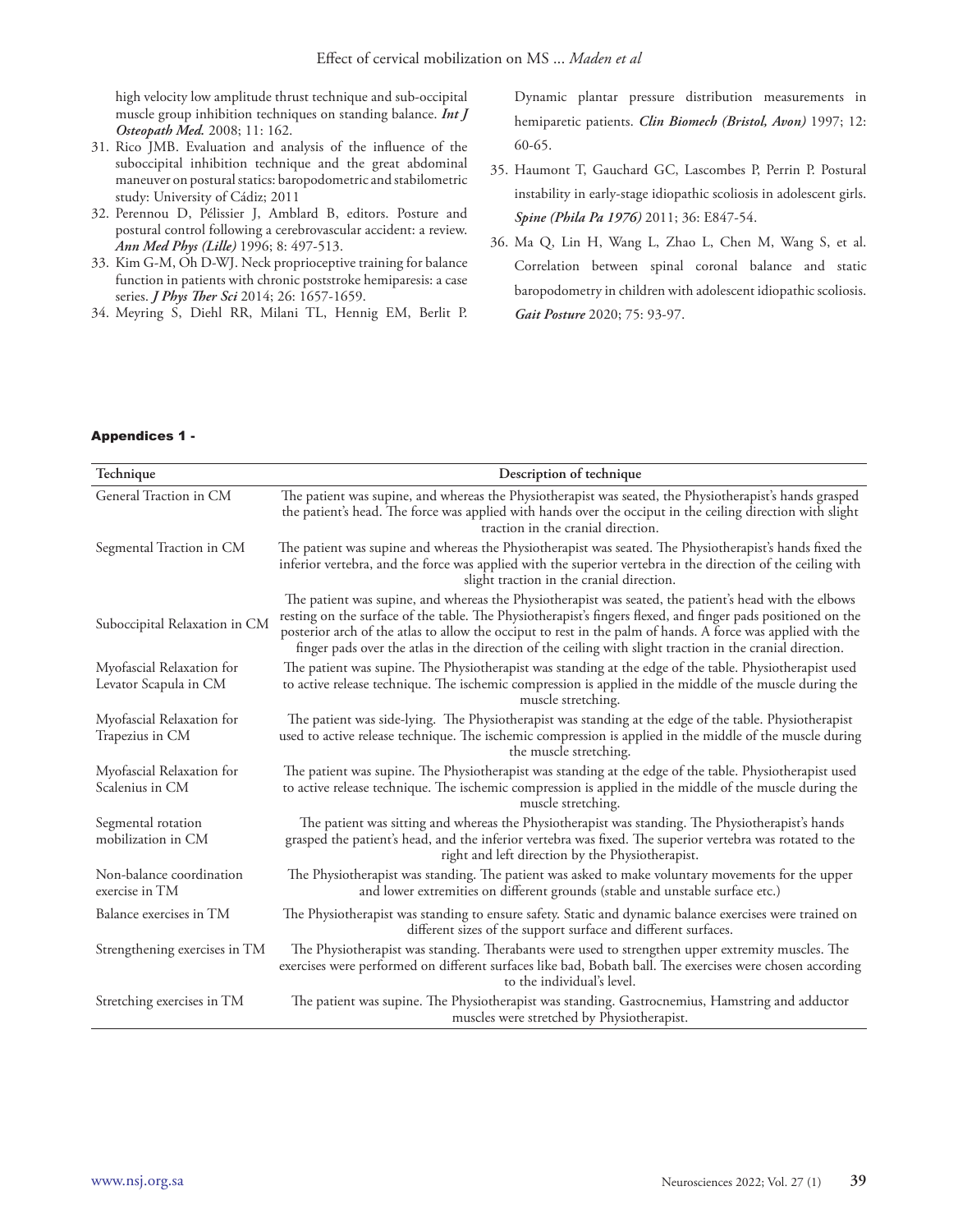high velocity low amplitude thrust technique and sub-occipital muscle group inhibition techniques on standing balance. ***Int J Osteopath Med.*** 2008; 11: 162.

31. Rico JMB. Evaluation and analysis of the influence of the suboccipital inhibition technique and the great abdominal maneuver on postural statics: baropodometric and stabilometric study: University of Cádiz; 2011
32. Perennou D, Pélissier J, Amblard B, editors. Posture and postural control following a cerebrovascular accident: a review. ***Ann Med Phys (Lille)*** 1996; 8: 497-513.
33. Kim G-M, Oh D-WJ. Neck proprioceptive training for balance function in patients with chronic poststroke hemiparesis: a case series. ***J Phys Ther Sci*** 2014; 26: 1657-1659.
34. Meyring S, Diehl RR, Milani TL, Hennig EM, Berlit P. Dynamic plantar pressure distribution measurements in hemiparetic patients. ***Clin Biomech (Bristol, Avon)*** 1997; 12: 60-65.
35. Haumont T, Gauchard GC, Lascombes P, Perrin P. Postural instability in early-stage idiopathic scoliosis in adolescent girls. ***Spine (Phila Pa 1976)*** 2011; 36: E847-54.
36. Ma Q, Lin H, Wang L, Zhao L, Chen M, Wang S, et al. Correlation between spinal coronal balance and static baropodometry in children with adolescent idiopathic scoliosis. ***Gait Posture*** 2020; 75: 93-97.

## Appendices 1 -

| Technique | Description of technique |
|---|---|
| General Traction in CM | The patient was supine, and whereas the Physiotherapist was seated, the Physiotherapist's hands grasped the patient's head. The force was applied with hands over the occiput in the ceiling direction with slight traction in the cranial direction. |
| Segmental Traction in CM | The patient was supine and whereas the Physiotherapist was seated. The Physiotherapist's hands fixed the inferior vertebra, and the force was applied with the superior vertebra in the direction of the ceiling with slight traction in the cranial direction. |
| Suboccipital Relaxation in CM | The patient was supine, and whereas the Physiotherapist was seated, the patient's head with the elbows resting on the surface of the table. The Physiotherapist's fingers flexed, and finger pads positioned on the posterior arch of the atlas to allow the occiput to rest in the palm of hands. A force was applied with the finger pads over the atlas in the direction of the ceiling with slight traction in the cranial direction. |
| Myofascial Relaxation for Levator Scapula in CM | The patient was supine. The Physiotherapist was standing at the edge of the table. Physiotherapist used to active release technique. The ischemic compression is applied in the middle of the muscle during the muscle stretching. |
| Myofascial Relaxation for Trapezius in CM | The patient was side-lying. The Physiotherapist was standing at the edge of the table. Physiotherapist used to active release technique. The ischemic compression is applied in the middle of the muscle during the muscle stretching. |
| Myofascial Relaxation for Scalenius in CM | The patient was supine. The Physiotherapist was standing at the edge of the table. Physiotherapist used to active release technique. The ischemic compression is applied in the middle of the muscle during the muscle stretching. |
| Segmental rotation mobilization in CM | The patient was sitting and whereas the Physiotherapist was standing. The Physiotherapist's hands grasped the patient's head, and the inferior vertebra was fixed. The superior vertebra was rotated to the right and left direction by the Physiotherapist. |
| Non-balance coordination exercise in TM | The Physiotherapist was standing. The patient was asked to make voluntary movements for the upper and lower extremities on different grounds (stable and unstable surface etc.) |
| Balance exercises in TM | The Physiotherapist was standing to ensure safety. Static and dynamic balance exercises were trained on different sizes of the support surface and different surfaces. |
| Strengthening exercises in TM | The Physiotherapist was standing. Therabants were used to strengthen upper extremity muscles. The exercises were performed on different surfaces like bad, Bobath ball. The exercises were chosen according to the individual's level. |
| Stretching exercises in TM | The patient was supine. The Physiotherapist was standing. Gastrocnemius, Hamstring and adductor muscles were stretched by Physiotherapist. |